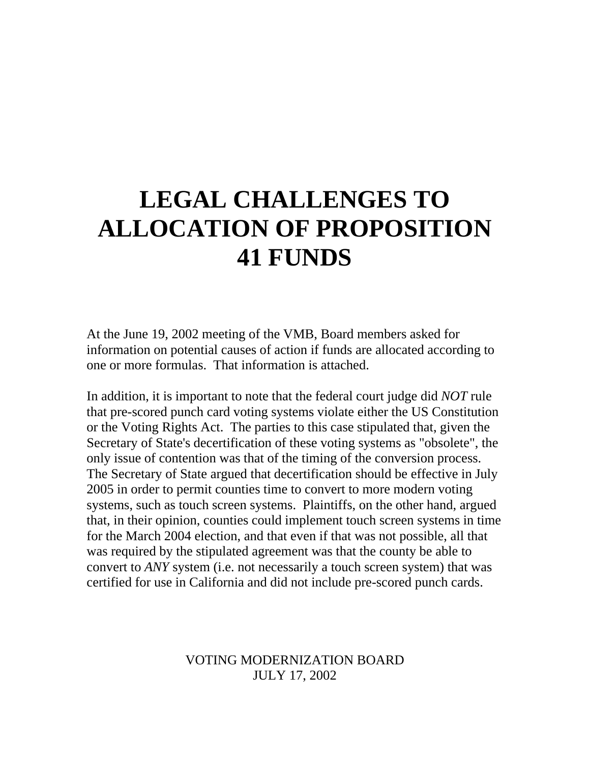# LEGAL CHALLENGES TO ALLOCATION OF PROPOSITION 41 FUNDS

At the June 19, 2002 meeting of the VMB, Board members asked for information on potential causes of action if funds are allocated according to one or more formulas. That information is attached.

In addition, it is important to note that the federal court judge did *NOT* rule that pre-scored punch card voting systems violate either the US Constitution or the Voting Rights Act. The parties to this case stipulated that, given the Secretary of State's decertification of these voting systems as "obsolete", the only issue of contention was that of the timing of the conversion process. The Secretary of State argued that decertification should be effective in July 2005 in order to permit counties time to convert to more modern voting systems, such as touch screen systems. Plaintiffs, on the other hand, argued that, in their opinion, counties could implement touch screen systems in time for the March 2004 election, and that even if that was not possible, all that was required by the stipulated agreement was that the county be able to convert to *ANY* system (i.e. not necessarily a touch screen system) that was certified for use in California and did not include pre-scored punch cards.

VOTING MODERNIZATION BOARD
JULY 17, 2002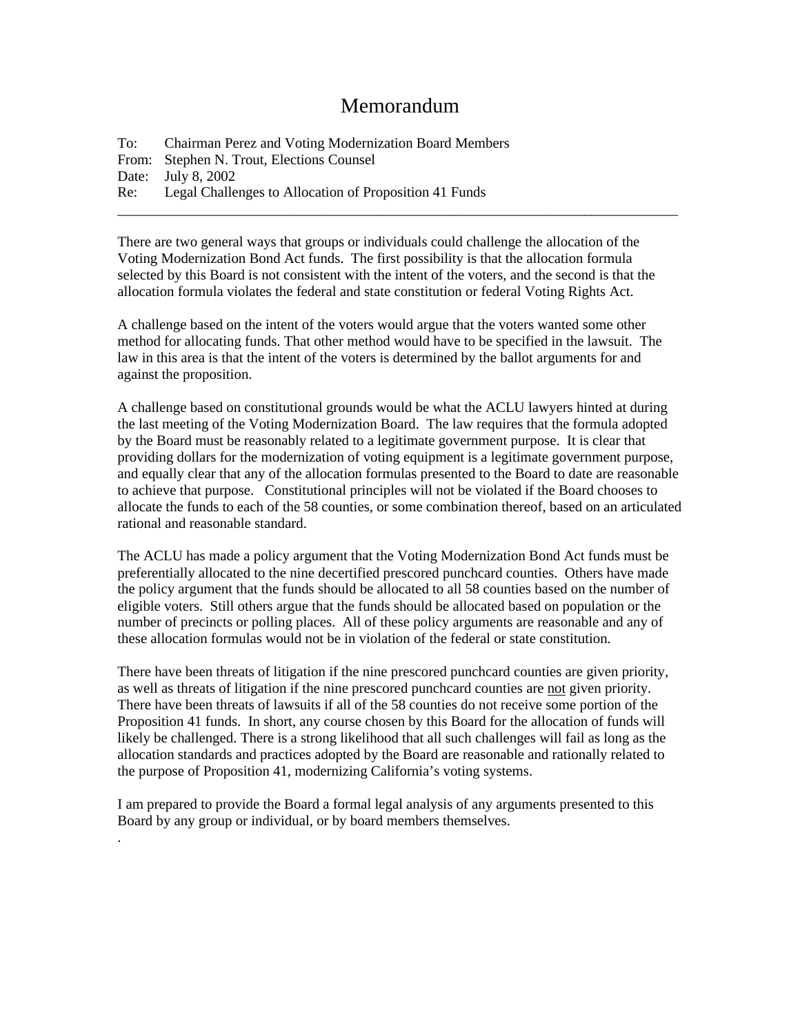# Memorandum

To: Chairman Perez and Voting Modernization Board Members
From: Stephen N. Trout, Elections Counsel
Date: July 8, 2002
Re: Legal Challenges to Allocation of Proposition 41 Funds

---

There are two general ways that groups or individuals could challenge the allocation of the Voting Modernization Bond Act funds. The first possibility is that the allocation formula selected by this Board is not consistent with the intent of the voters, and the second is that the allocation formula violates the federal and state constitution or federal Voting Rights Act.

A challenge based on the intent of the voters would argue that the voters wanted some other method for allocating funds. That other method would have to be specified in the lawsuit. The law in this area is that the intent of the voters is determined by the ballot arguments for and against the proposition.

A challenge based on constitutional grounds would be what the ACLU lawyers hinted at during the last meeting of the Voting Modernization Board. The law requires that the formula adopted by the Board must be reasonably related to a legitimate government purpose. It is clear that providing dollars for the modernization of voting equipment is a legitimate government purpose, and equally clear that any of the allocation formulas presented to the Board to date are reasonable to achieve that purpose. Constitutional principles will not be violated if the Board chooses to allocate the funds to each of the 58 counties, or some combination thereof, based on an articulated rational and reasonable standard.

The ACLU has made a policy argument that the Voting Modernization Bond Act funds must be preferentially allocated to the nine decertified prescored punchcard counties. Others have made the policy argument that the funds should be allocated to all 58 counties based on the number of eligible voters. Still others argue that the funds should be allocated based on population or the number of precincts or polling places. All of these policy arguments are reasonable and any of these allocation formulas would not be in violation of the federal or state constitution.

There have been threats of litigation if the nine prescored punchcard counties are given priority, as well as threats of litigation if the nine prescored punchcard counties are <u>not</u> given priority. There have been threats of lawsuits if all of the 58 counties do not receive some portion of the Proposition 41 funds. In short, any course chosen by this Board for the allocation of funds will likely be challenged. There is a strong likelihood that all such challenges will fail as long as the allocation standards and practices adopted by the Board are reasonable and rationally related to the purpose of Proposition 41, modernizing California's voting systems.

I am prepared to provide the Board a formal legal analysis of any arguments presented to this Board by any group or individual, or by board members themselves.

.